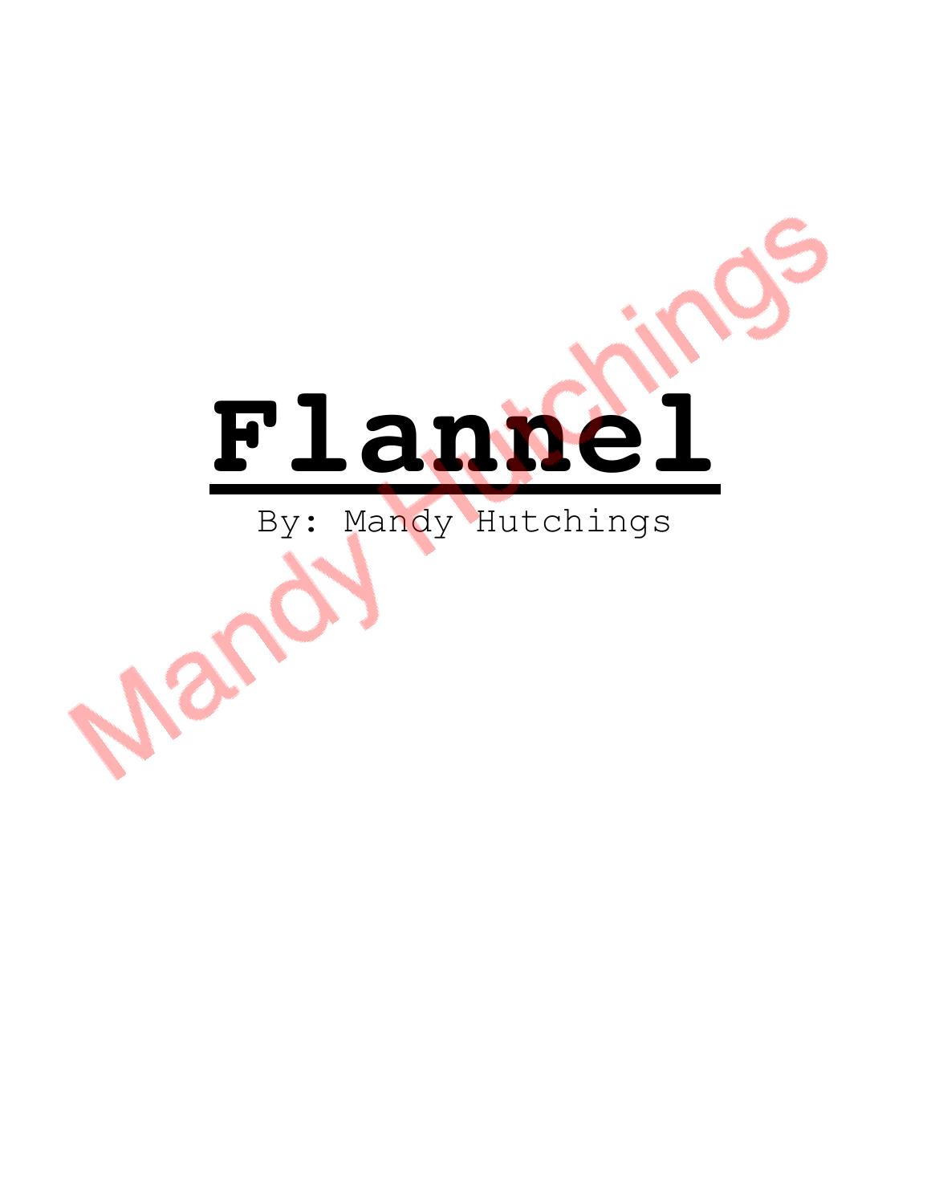# Flannel

By: Mandy Hutchings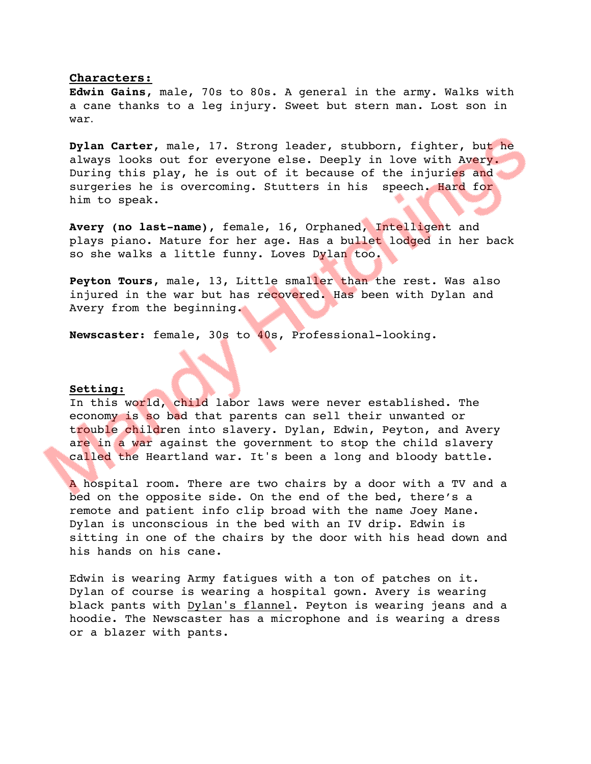**Characters:**

**Edwin Gains**, male, 70s to 80s. A general in the army. Walks with a cane thanks to a leg injury. Sweet but stern man. Lost son in war.

**Dylan Carter**, male, 17. Strong leader, stubborn, fighter, but he always looks out for everyone else. Deeply in love with Avery. During this play, he is out of it because of the injuries and surgeries he is overcoming. Stutters in his speech. Hard for him to speak.

**Avery (no last-name)**, female, 16, Orphaned, Intelligent and plays piano. Mature for her age. Has a bullet lodged in her back so she walks a little funny. Loves Dylan too.

**Peyton Tours**, male, 13, Little smaller than the rest. Was also injured in the war but has recovered. Has been with Dylan and Avery from the beginning.

**Newscaster:** female, 30s to 40s, Professional-looking.

**Setting:**

In this world, child labor laws were never established. The economy is so bad that parents can sell their unwanted or trouble children into slavery. Dylan, Edwin, Peyton, and Avery are in a war against the government to stop the child slavery called the Heartland war. It's been a long and bloody battle.

A hospital room. There are two chairs by a door with a TV and a bed on the opposite side. On the end of the bed, there's a remote and patient info clip broad with the name Joey Mane. Dylan is unconscious in the bed with an IV drip. Edwin is sitting in one of the chairs by the door with his head down and his hands on his cane.

Edwin is wearing Army fatigues with a ton of patches on it. Dylan of course is wearing a hospital gown. Avery is wearing black pants with Dylan's flannel. Peyton is wearing jeans and a hoodie. The Newscaster has a microphone and is wearing a dress or a blazer with pants.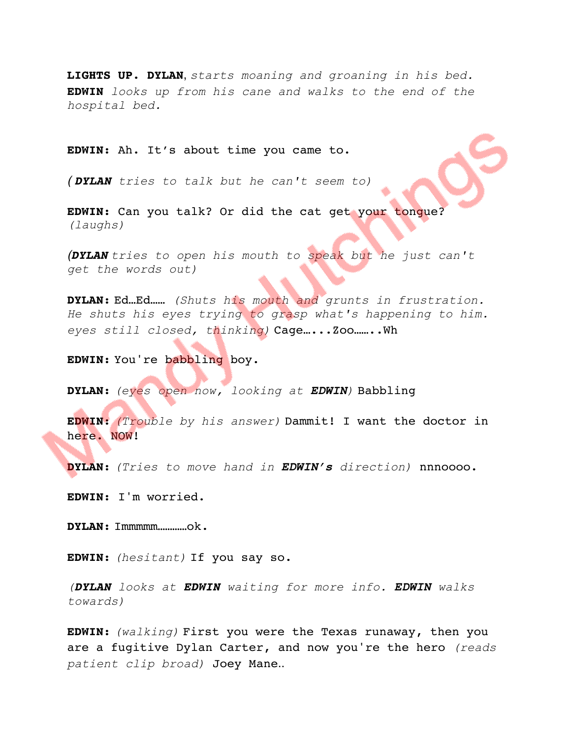**LIGHTS UP. DYLAN**, *starts moaning and groaning in his bed.* **EDWIN** *looks up from his cane and walks to the end of the hospital bed.*

**EDWIN:** Ah. It's about time you came to.

*(**DYLAN** tries to talk but he can't seem to)*

**EDWIN:** Can you talk? Or did the cat get your tongue? *(laughs)*

*(**DYLAN** tries to open his mouth to speak but he just can't get the words out)*

**DYLAN:** Ed…Ed…… *(Shuts his mouth and grunts in frustration. He shuts his eyes trying to grasp what's happening to him. eyes still closed, thinking)* Cage…...Zoo……..Wh

**EDWIN:** You're babbling boy.

**DYLAN:** *(eyes open now, looking at **EDWIN**)* Babbling

**EDWIN:** *(Trouble by his answer)* Dammit! I want the doctor in here. NOW!

**DYLAN:** *(Tries to move hand in **EDWIN's** direction)* nnnoooo.

**EDWIN:** I'm worried.

**DYLAN:** Immmmm…………ok.

**EDWIN:** *(hesitant)* If you say so.

*(**DYLAN** looks at **EDWIN** waiting for more info. **EDWIN** walks towards)*

**EDWIN:** *(walking)* First you were the Texas runaway, then you are a fugitive Dylan Carter, and now you're the hero *(reads patient clip broad)* Joey Mane..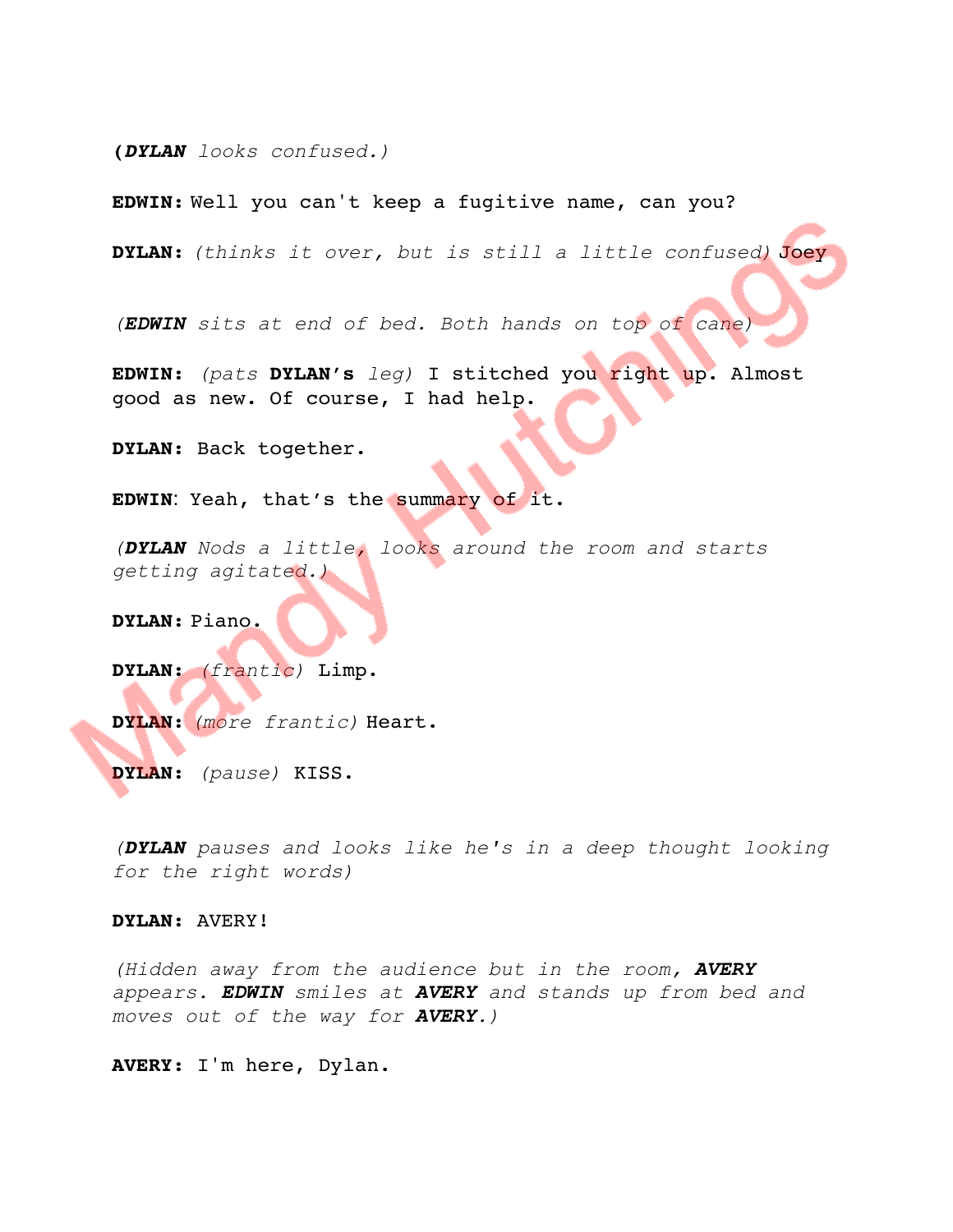**(*DYLAN* *looks confused.)***

**EDWIN:** Well you can't keep a fugitive name, can you?

**DYLAN:** *(thinks it over, but is still a little confused)* Joey

*(**EDWIN** sits at end of bed. Both hands on top of cane)*

**EDWIN:** *(pats* **DYLAN's** *leg)* I stitched you right up. Almost good as new. Of course, I had help.

**DYLAN:** Back together.

**EDWIN**: Yeah, that's the summary of it.

*(**DYLAN** Nods a little, looks around the room and starts getting agitated.)*

**DYLAN:** Piano.

**DYLAN:** *(frantic)* Limp.

**DYLAN:** *(more frantic)* Heart.

**DYLAN:** *(pause)* KISS.

*(**DYLAN** pauses and looks like he's in a deep thought looking for the right words)*

**DYLAN:** AVERY!

*(Hidden away from the audience but in the room, **AVERY** appears. **EDWIN** smiles at **AVERY** and stands up from bed and moves out of the way for **AVERY**.)*

**AVERY:** I'm here, Dylan.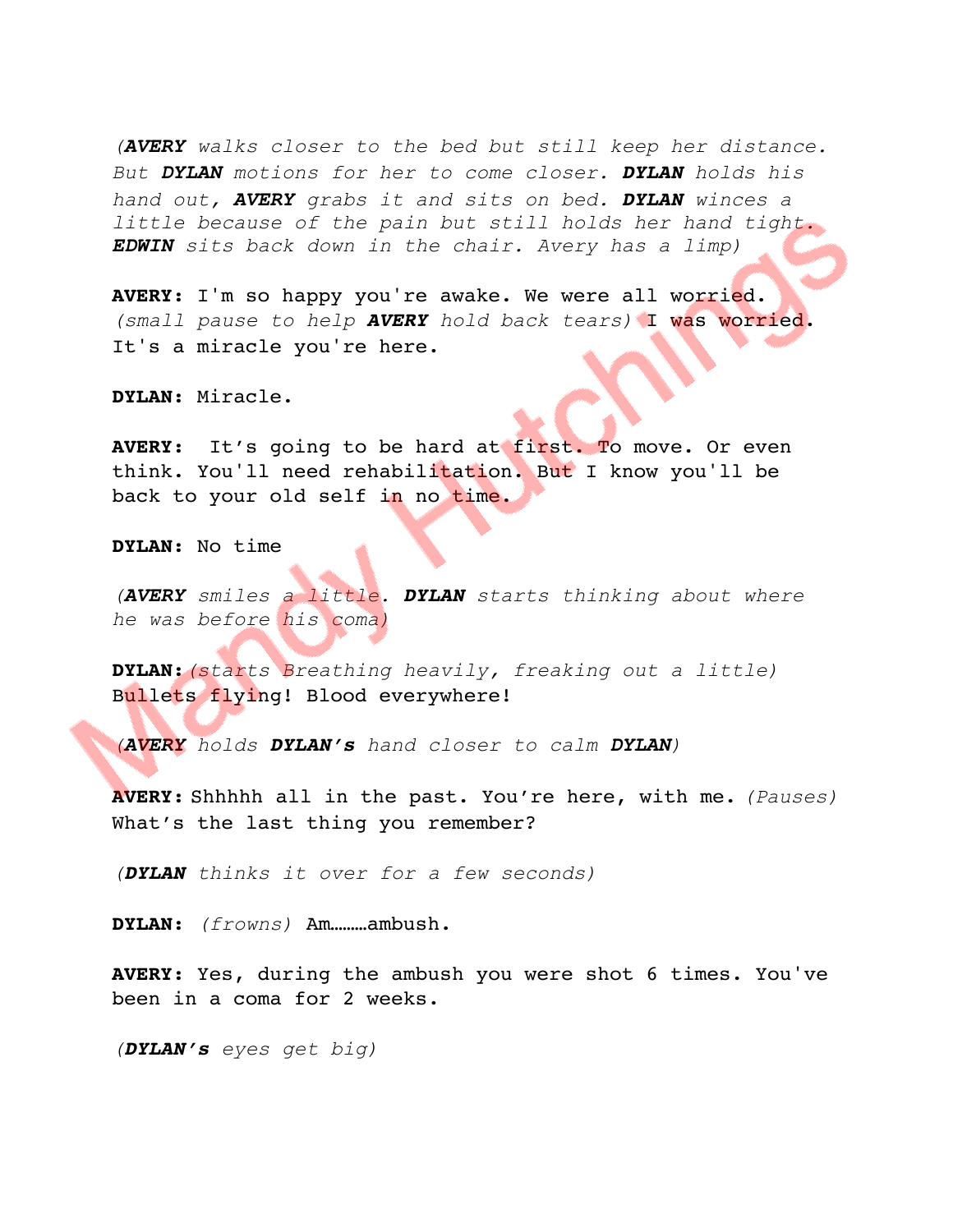*(**AVERY** walks closer to the bed but still keep her distance. But **DYLAN** motions for her to come closer. **DYLAN** holds his hand out, **AVERY** grabs it and sits on bed. **DYLAN** winces a little because of the pain but still holds her hand tight. **EDWIN** sits back down in the chair. Avery has a limp)*

**AVERY:** I'm so happy you're awake. We were all worried. *(small pause to help **AVERY** hold back tears)* I was worried. It's a miracle you're here.

**DYLAN:** Miracle.

**AVERY:** It's going to be hard at first. To move. Or even think. You'll need rehabilitation. But I know you'll be back to your old self in no time.

**DYLAN:** No time

*(**AVERY** smiles a little. **DYLAN** starts thinking about where he was before his coma)*

**DYLAN:** *(starts Breathing heavily, freaking out a little)* Bullets flying! Blood everywhere!

*(**AVERY** holds **DYLAN's** hand closer to calm **DYLAN**)*

**AVERY:** Shhhhh all in the past. You're here, with me. *(Pauses)* What's the last thing you remember?

*(**DYLAN** thinks it over for a few seconds)*

**DYLAN:** *(frowns)* Am………ambush.

**AVERY:** Yes, during the ambush you were shot 6 times. You've been in a coma for 2 weeks.

*(**DYLAN's** eyes get big)*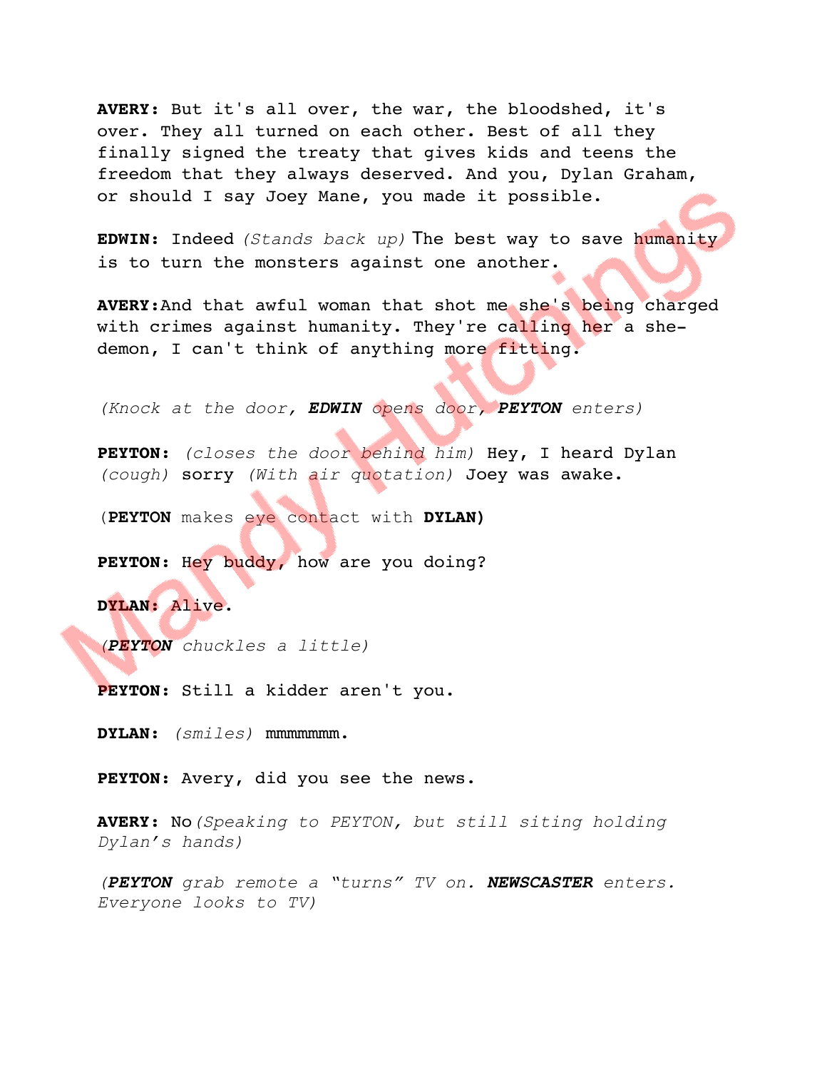**AVERY:** But it's all over, the war, the bloodshed, it's over. They all turned on each other. Best of all they finally signed the treaty that gives kids and teens the freedom that they always deserved. And you, Dylan Graham, or should I say Joey Mane, you made it possible.

**EDWIN:** Indeed *(Stands back up)* The best way to save humanity is to turn the monsters against one another.

**AVERY:**And that awful woman that shot me she's being charged with crimes against humanity. They're calling her a she-demon, I can't think of anything more fitting.

*(Knock at the door, **EDWIN** opens door, **PEYTON** enters)*

**PEYTON:** *(closes the door behind him)* Hey, I heard Dylan *(cough)* sorry *(With air quotation)* Joey was awake.

(**PEYTON** makes eye contact with **DYLAN)**

**PEYTON:** Hey buddy, how are you doing?

**DYLAN:** Alive.

*(**PEYTON** chuckles a little)*

**PEYTON:** Still a kidder aren't you.

**DYLAN:** *(smiles)* mmmmmmm.

**PEYTON:** Avery, did you see the news.

**AVERY:** No*(Speaking to PEYTON, but still siting holding Dylan's hands)*

*(**PEYTON** grab remote a "turns" TV on. **NEWSCASTER** enters. Everyone looks to TV)*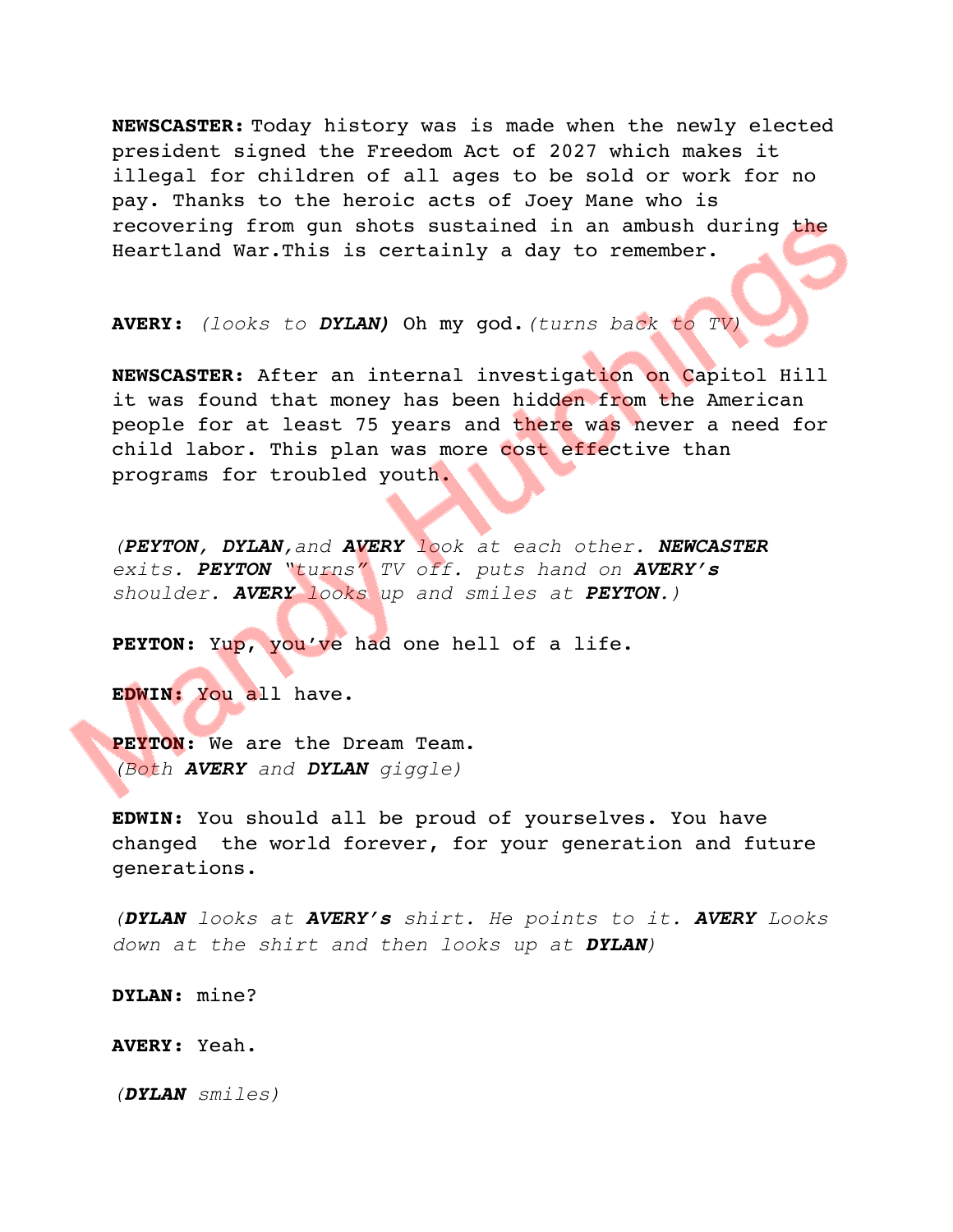**NEWSCASTER:** Today history was is made when the newly elected president signed the Freedom Act of 2027 which makes it illegal for children of all ages to be sold or work for no pay. Thanks to the heroic acts of Joey Mane who is recovering from gun shots sustained in an ambush during the Heartland War.This is certainly a day to remember.

**AVERY:** *(looks to **DYLAN**)* Oh my god.*(turns back to TV)*

**NEWSCASTER:** After an internal investigation on Capitol Hill it was found that money has been hidden from the American people for at least 75 years and there was never a need for child labor. This plan was more cost effective than programs for troubled youth.

*(**PEYTON, DYLAN,**and **AVERY** look at each other. **NEWCASTER** exits. **PEYTON** "turns" TV off. puts hand on **AVERY's** shoulder. **AVERY** looks up and smiles at **PEYTON**.)*

**PEYTON:** Yup, you've had one hell of a life.

**EDWIN:** You all have.

**PEYTON:** We are the Dream Team.
*(Both **AVERY** and **DYLAN** giggle)*

**EDWIN:** You should all be proud of yourselves. You have changed  the world forever, for your generation and future generations.

*(**DYLAN** looks at **AVERY's** shirt. He points to it. **AVERY** Looks down at the shirt and then looks up at **DYLAN**)*

**DYLAN:** mine?

**AVERY:** Yeah.

*(**DYLAN** smiles)*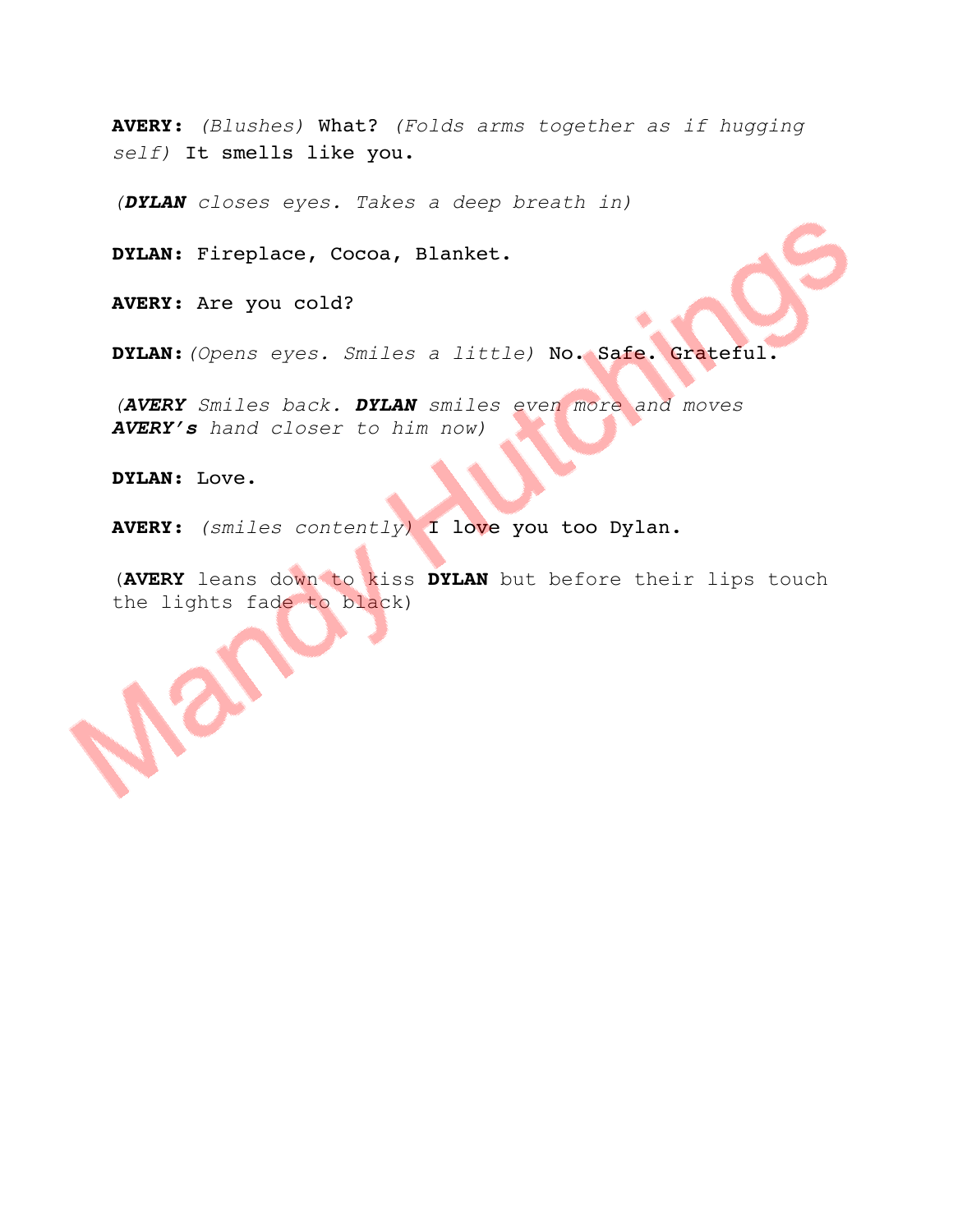**AVERY:** *(Blushes)* What? *(Folds arms together as if hugging self)* It smells like you.

*(**DYLAN** closes eyes. Takes a deep breath in)*

**DYLAN:** Fireplace, Cocoa, Blanket.

**AVERY:** Are you cold?

**DYLAN:** *(Opens eyes. Smiles a little)* No. Safe. Grateful.

*(**AVERY** Smiles back. **DYLAN** smiles even more and moves **AVERY's** hand closer to him now)*

**DYLAN:** Love.

**AVERY:** *(smiles contently)* I love you too Dylan.

(**AVERY** leans down to kiss **DYLAN** but before their lips touch the lights fade to black)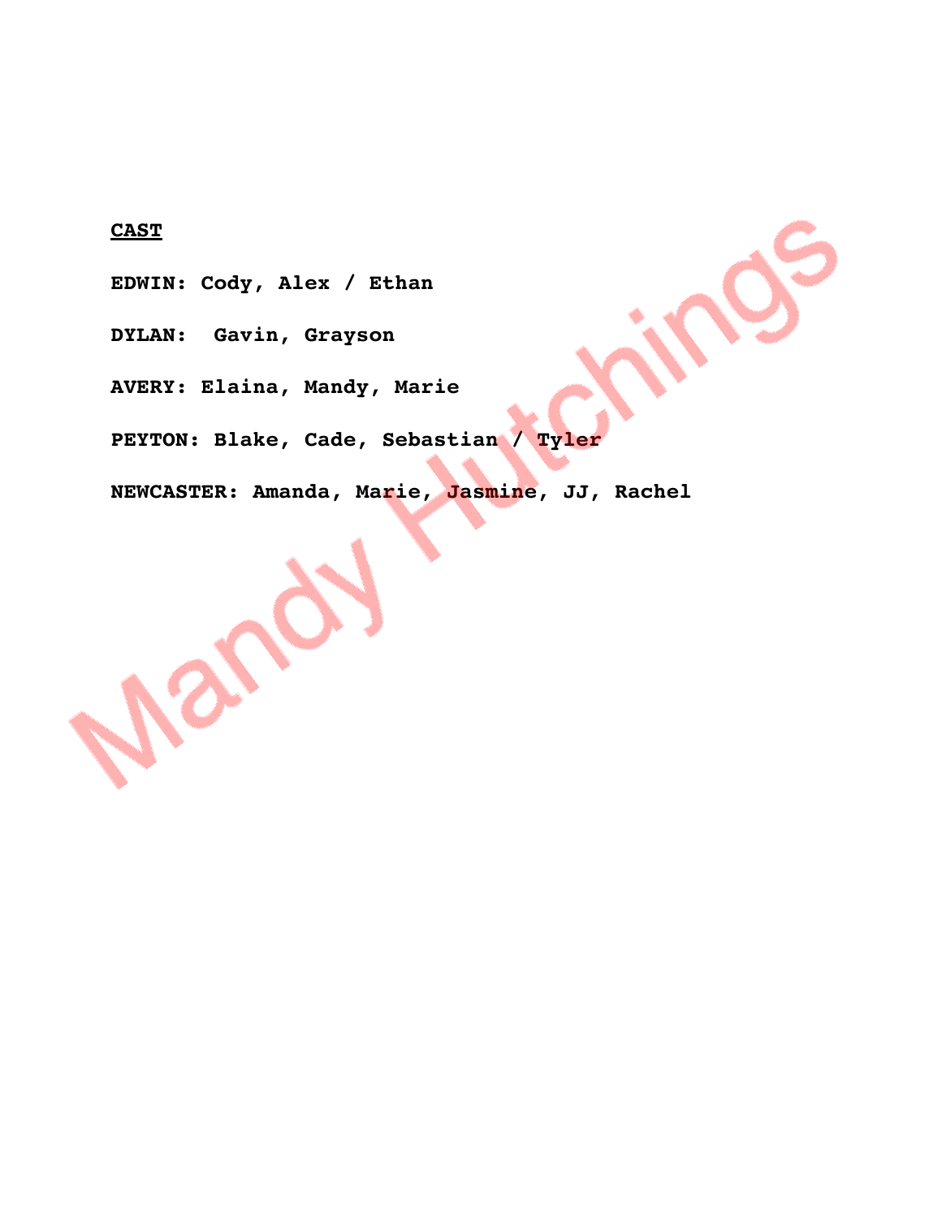**CAST**

**EDWIN: Cody, Alex / Ethan**

**DYLAN: Gavin, Grayson**

**AVERY: Elaina, Mandy, Marie**

**PEYTON: Blake, Cade, Sebastian / Tyler**

**NEWCASTER: Amanda, Marie, Jasmine, JJ, Rachel**